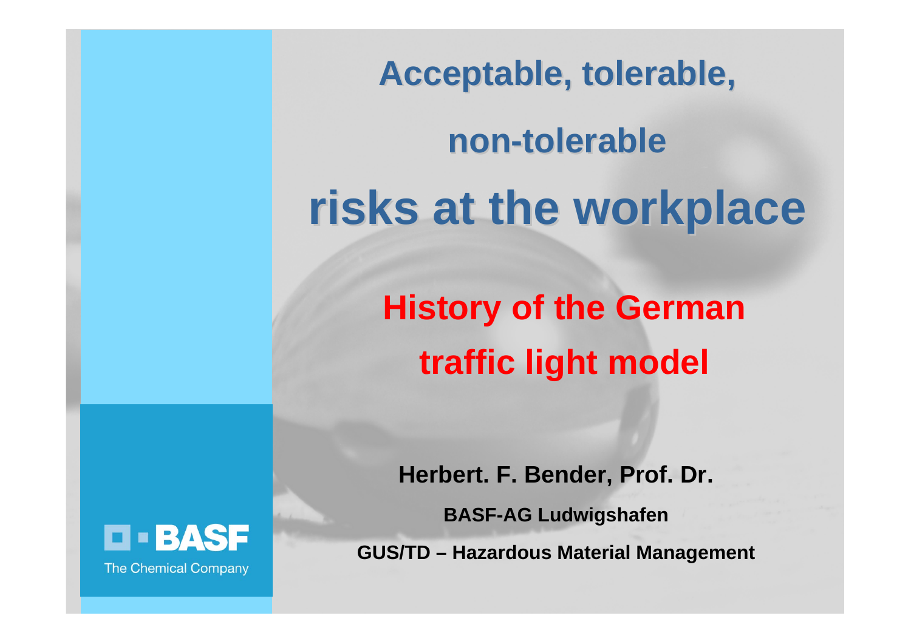# Acceptable, tolerable, non-tolerable risks at the workplace

## History of the German traffic light model

**Herbert. F. Bender, Prof. Dr.**

**BASF-AG Ludwigshafen**

**GUS/TD – Hazardous Material Management**

BASF

The Chemical Company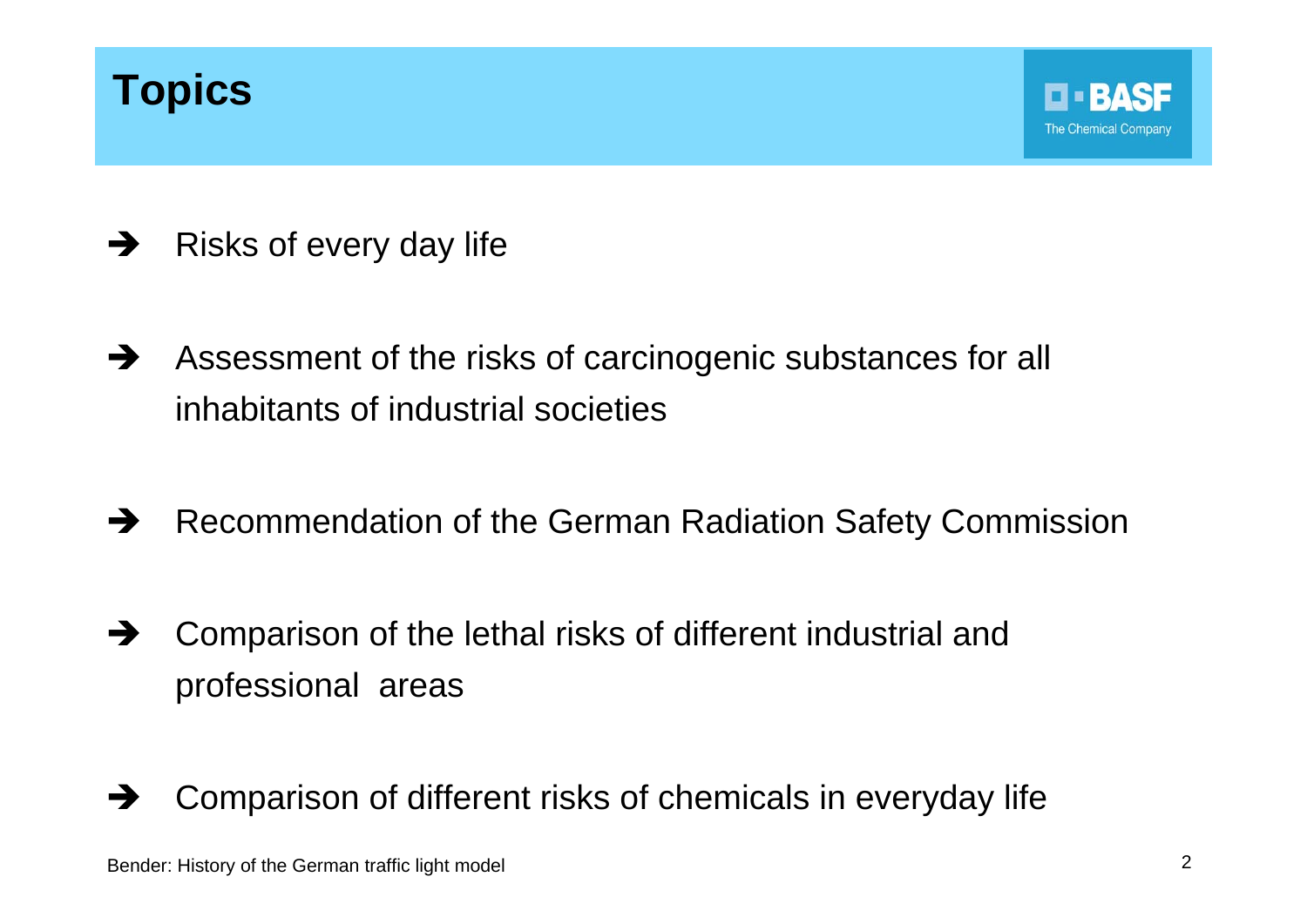# Topics

- ➔ Risks of every day life
- ➔ Assessment of the risks of carcinogenic substances for all inhabitants of industrial societies
- ➔ Recommendation of the German Radiation Safety Commission
- ➔ Comparison of the lethal risks of different industrial and professional areas
- ➔ Comparison of different risks of chemicals in everyday life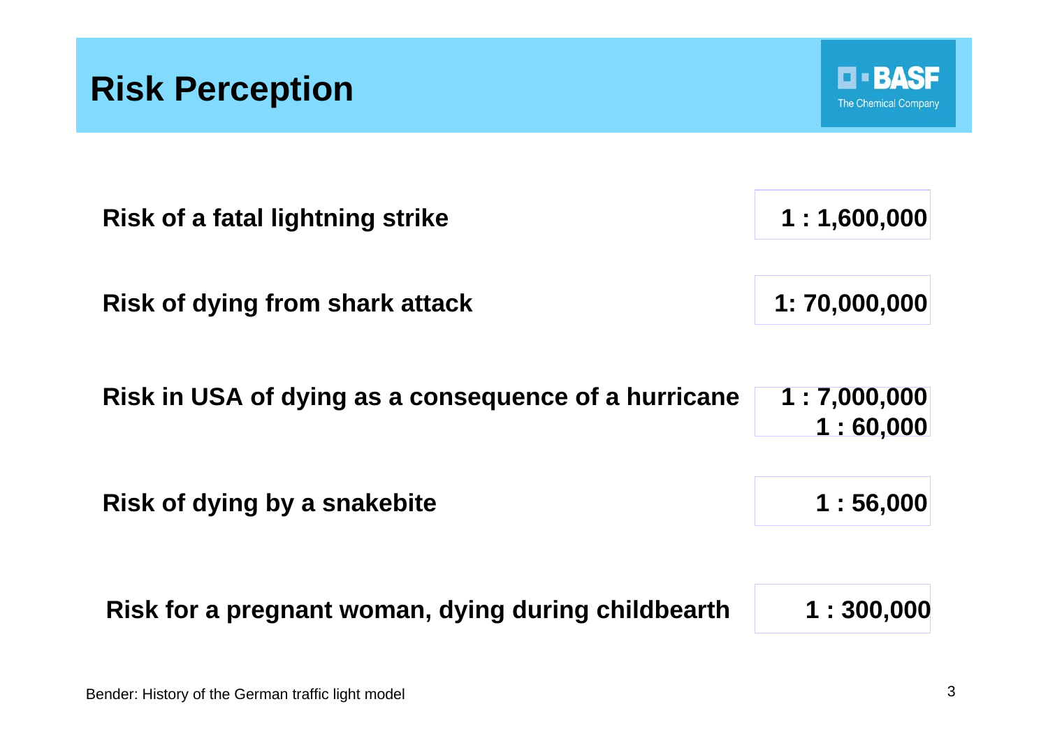# Risk Perception

| | |
|---|---|
| Risk of a fatal lightning strike | 1 : 1,600,000 |
| Risk of dying from shark attack | 1: 70,000,000 |
| Risk in USA of dying as a consequence of a hurricane | 1 : 7,000,000<br>1 : 60,000 |
| Risk of dying by a snakebite | 1 : 56,000 |
| Risk for a pregnant woman, dying during childbearth | 1 : 300,000 |

Bender: History of the German traffic light model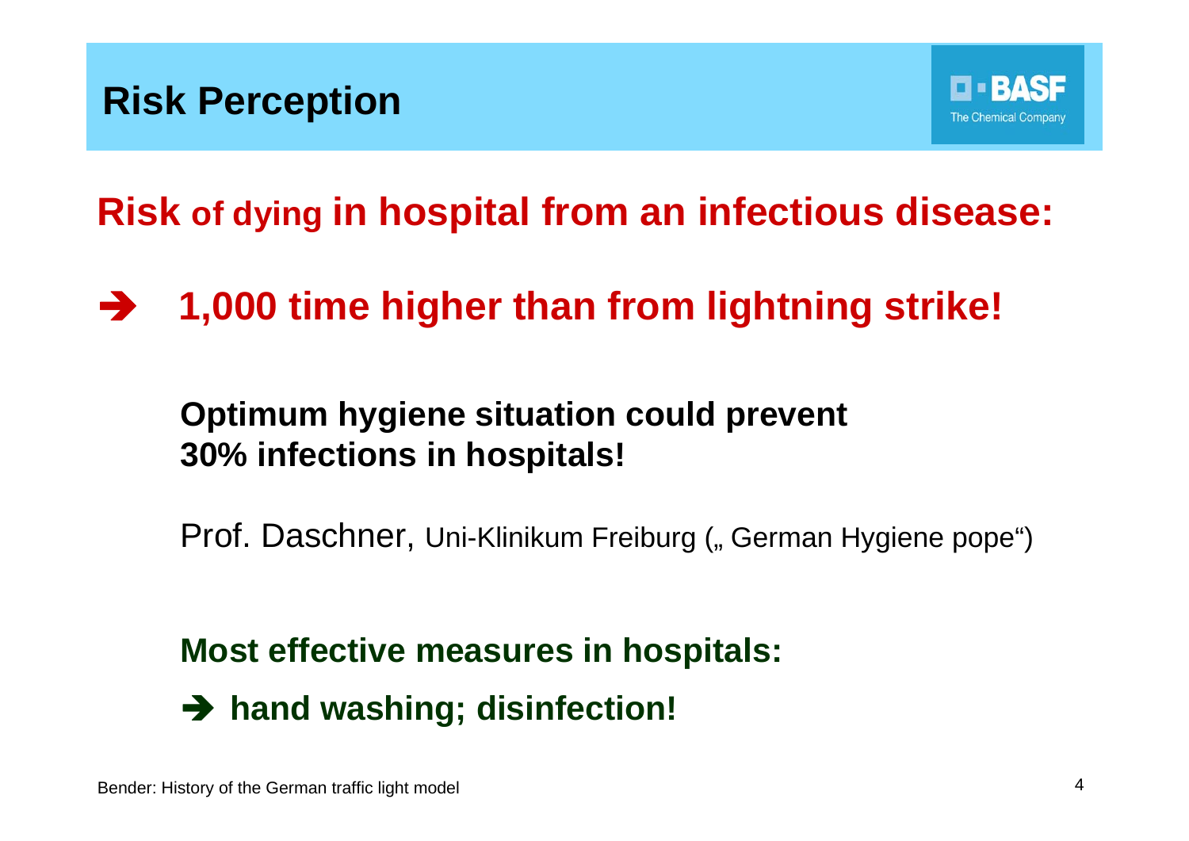# Risk Perception

## Risk of dying in hospital from an infectious disease:

➔ **1,000 time higher than from lightning strike!**

**Optimum hygiene situation could prevent 30% infections in hospitals!**

Prof. Daschner, Uni-Klinikum Freiburg („ German Hygiene pope“)

**Most effective measures in hospitals:**

➔ **hand washing; disinfection!**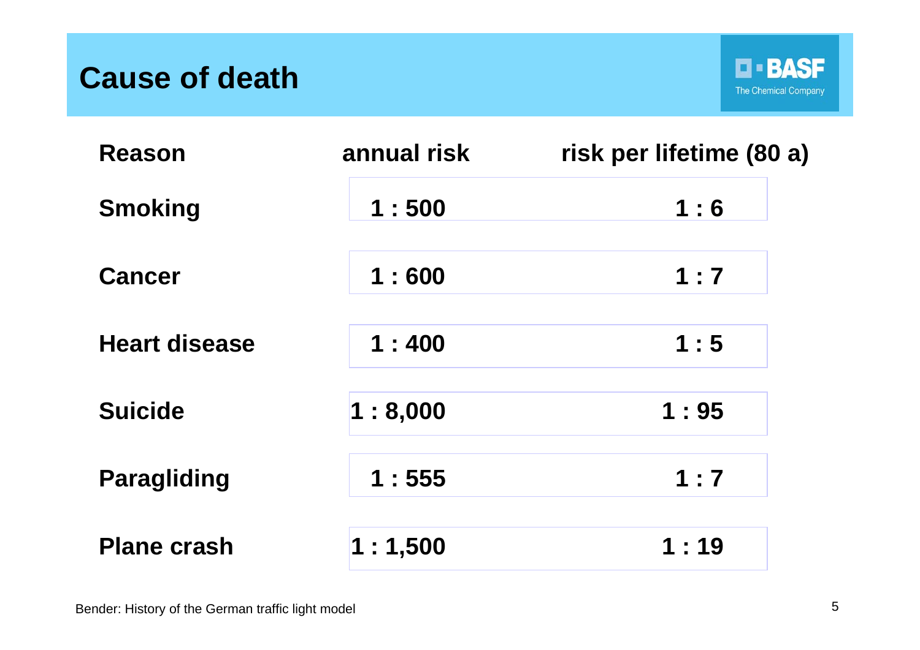# Cause of death

| Reason | annual risk | risk per lifetime (80 a) |
|---|---|---|
| Smoking | 1 : 500 | 1 : 6 |
| Cancer | 1 : 600 | 1 : 7 |
| Heart disease | 1 : 400 | 1 : 5 |
| Suicide | 1 : 8,000 | 1 : 95 |
| Paragliding | 1 : 555 | 1 : 7 |
| Plane crash | 1 : 1,500 | 1 : 19 |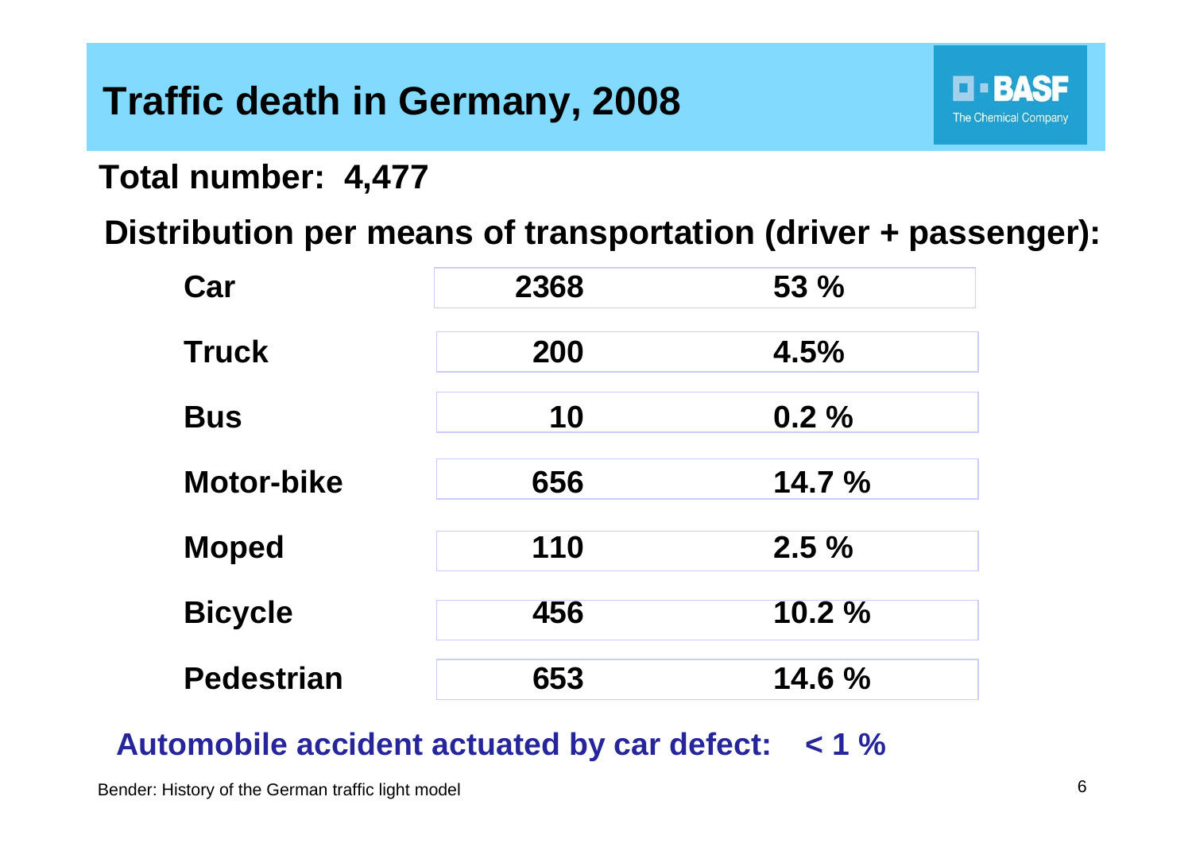# Traffic death in Germany, 2008

**Total number: 4,477**

**Distribution per means of transportation (driver + passenger):**

| | | |
|---|---|---|
| **Car** | **2368** | **53 %** |
| **Truck** | **200** | **4.5%** |
| **Bus** | **10** | **0.2 %** |
| **Motor-bike** | **656** | **14.7 %** |
| **Moped** | **110** | **2.5 %** |
| **Bicycle** | **456** | **10.2 %** |
| **Pedestrian** | **653** | **14.6 %** |

**Automobile accident actuated by car defect: < 1 %**

Bender: History of the German traffic light model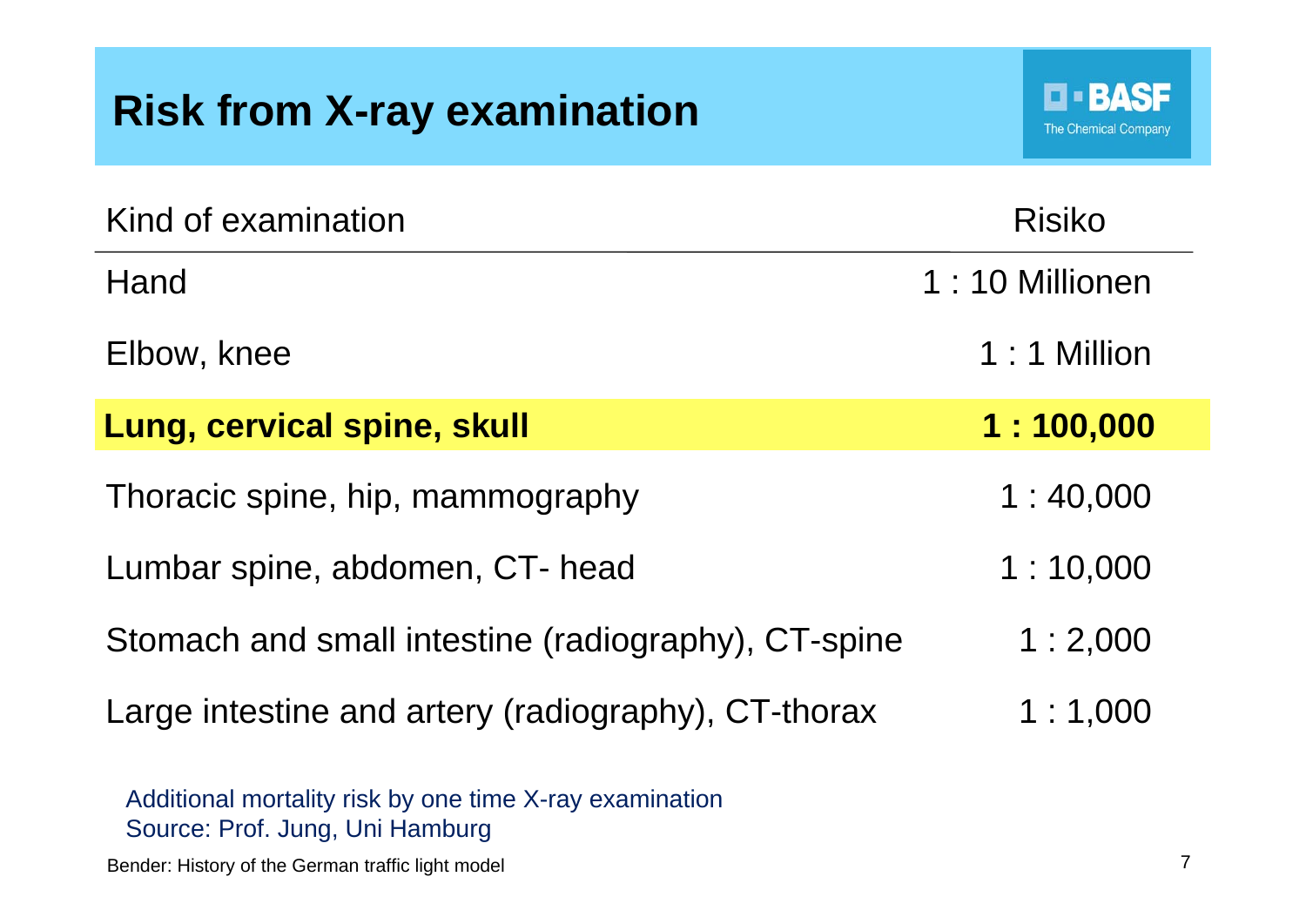# Risk from X-ray examination

| Kind of examination | Risiko |
|---|---|
| Hand | 1 : 10 Millionen |
| Elbow, knee | 1 : 1 Million |
| **Lung, cervical spine, skull** | **1 : 100,000** |
| Thoracic spine, hip, mammography | 1 : 40,000 |
| Lumbar spine, abdomen, CT- head | 1 : 10,000 |
| Stomach and small intestine (radiography), CT-spine | 1 : 2,000 |
| Large intestine and artery (radiography), CT-thorax | 1 : 1,000 |

Additional mortality risk by one time X-ray examination
Source: Prof. Jung, Uni Hamburg

Bender: History of the German traffic light model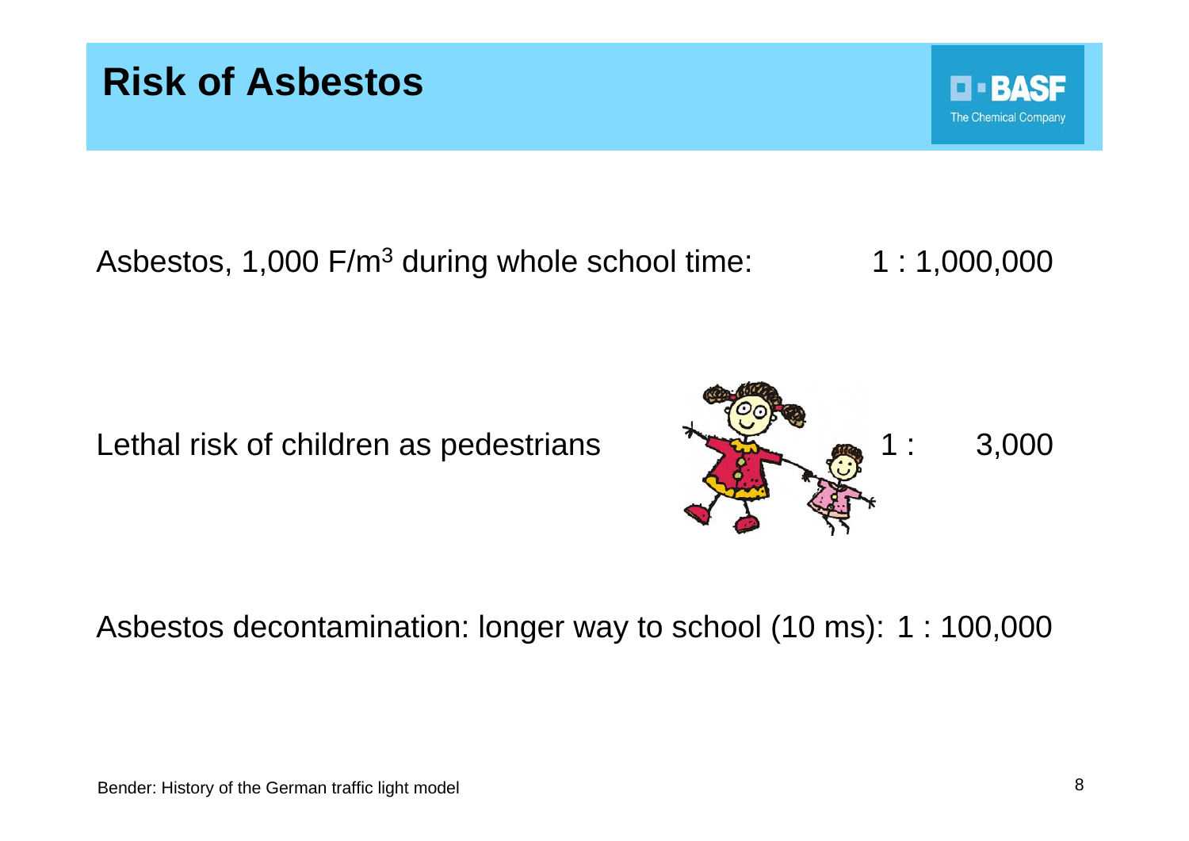# Risk of Asbestos

Asbestos, 1,000 F/m$^3$ during whole school time: 1 : 1,000,000

Lethal risk of children as pedestrians 1 : 3,000

Asbestos decontamination: longer way to school (10 ms): 1 : 100,000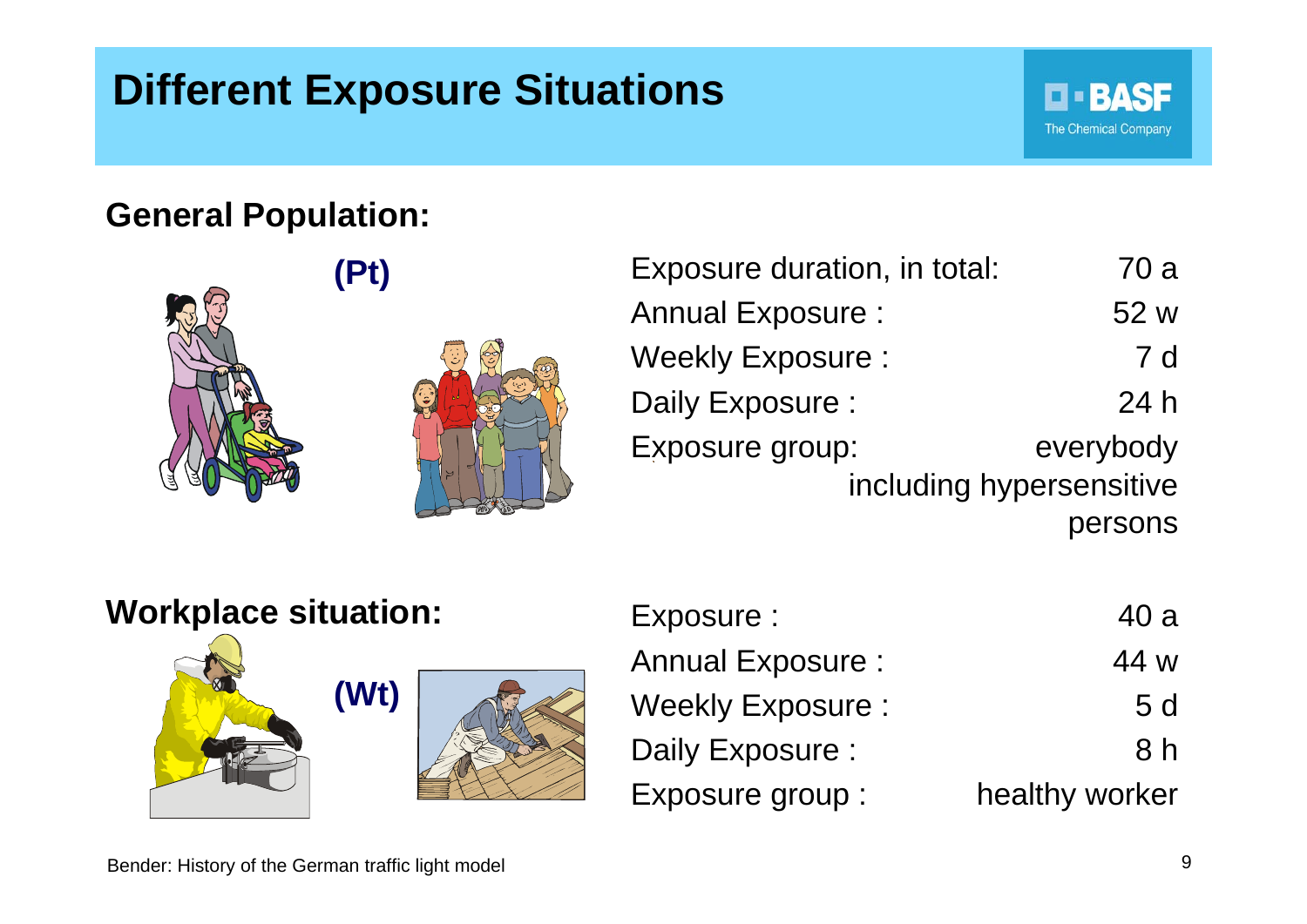# Different Exposure Situations

## General Population:

**(Pt)**

| | |
|---|---|
| Exposure duration, in total: | 70 a |
| Annual Exposure : | 52 w |
| Weekly Exposure : | 7 d |
| Daily Exposure : | 24 h |
| Exposure group: | everybody including hypersensitive persons |

## Workplace situation:

**(Wt)**

| | |
|---|---|
| Exposure : | 40 a |
| Annual Exposure : | 44 w |
| Weekly Exposure : | 5 d |
| Daily Exposure : | 8 h |
| Exposure group : | healthy worker |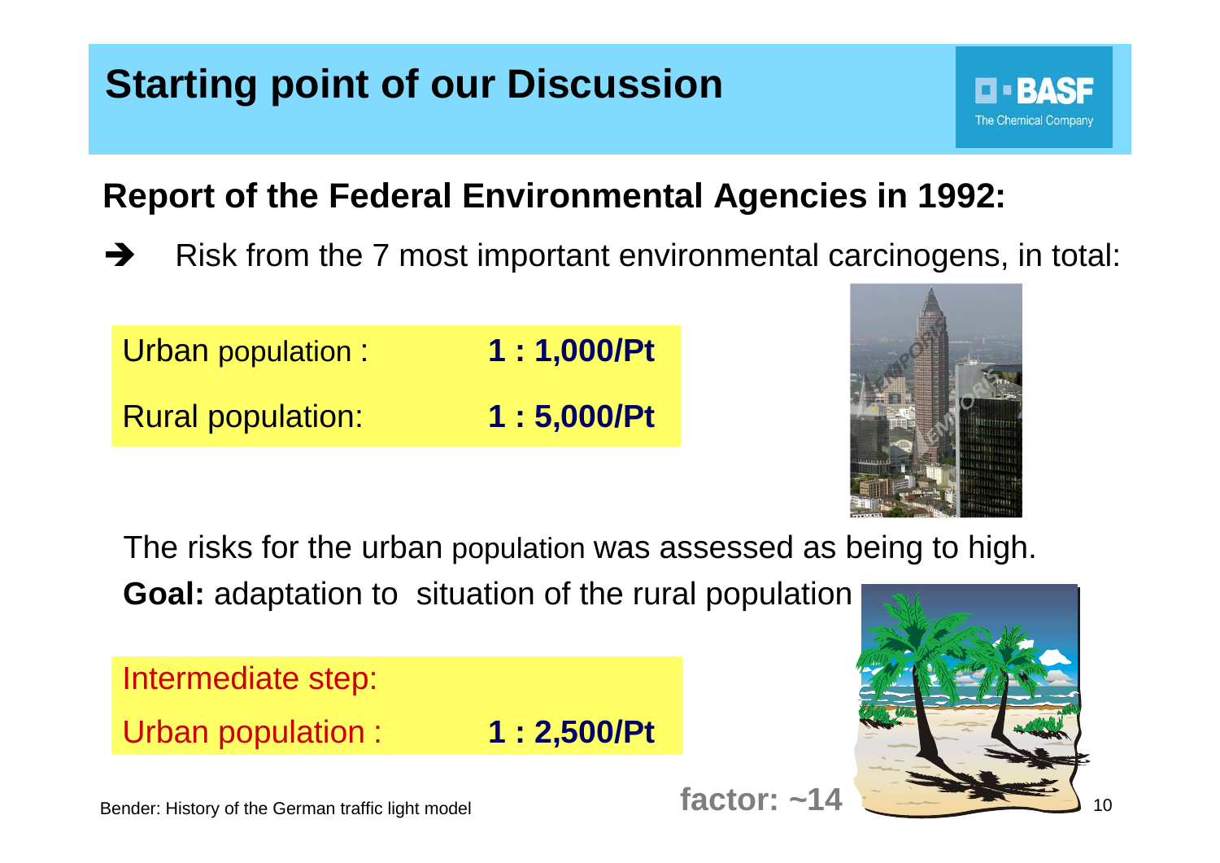# Starting point of our Discussion

## Report of the Federal Environmental Agencies in 1992:

➔ Risk from the 7 most important environmental carcinogens, in total:

| | |
|---|---|
| Urban population : | **1 : 1,000/Pt** |
| Rural population: | **1 : 5,000/Pt** |

The risks for the urban population was assessed as being to high.

**Goal:** adaptation to situation of the rural population

| | |
|---|---|
| Intermediate step: | |
| Urban population : | **1 : 2,500/Pt** |

**factor: ~14**

Bender: History of the German traffic light model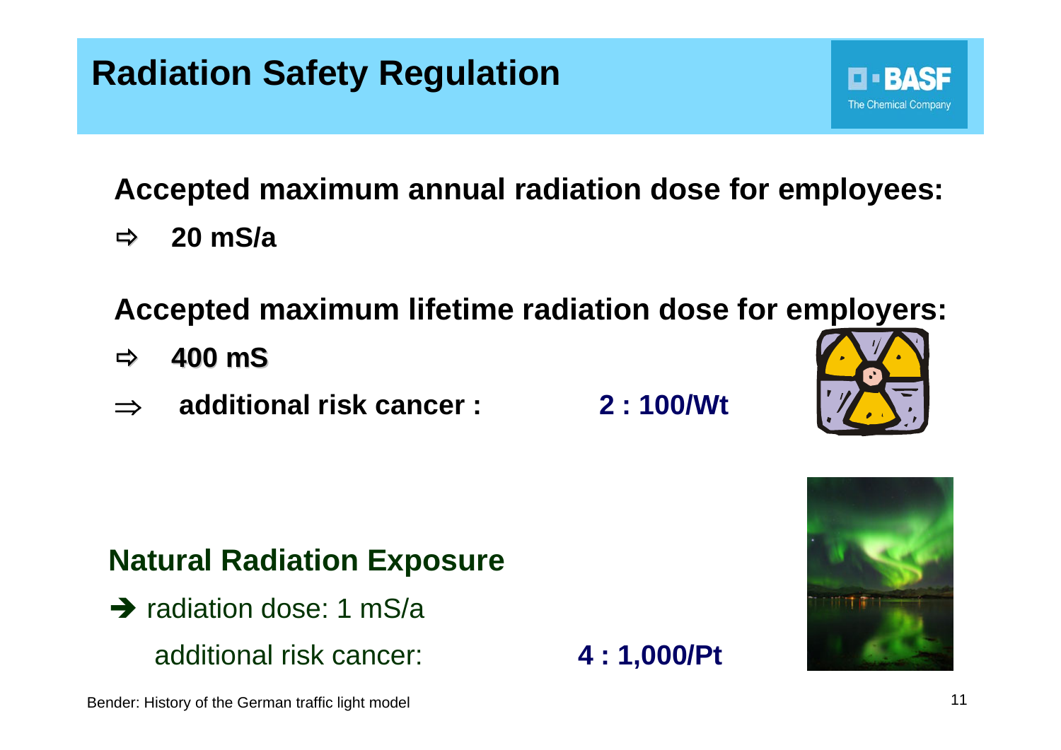# Radiation Safety Regulation

**Accepted maximum annual radiation dose for employees:**

⇨ **20 mS/a**

**Accepted maximum lifetime radiation dose for employers:**

⇨ **400 mS**

⇒ **additional risk cancer : 2 : 100/Wt**

## Natural Radiation Exposure

➔ radiation dose: 1 mS/a

additional risk cancer: **4 : 1,000/Pt**

Bender: History of the German traffic light model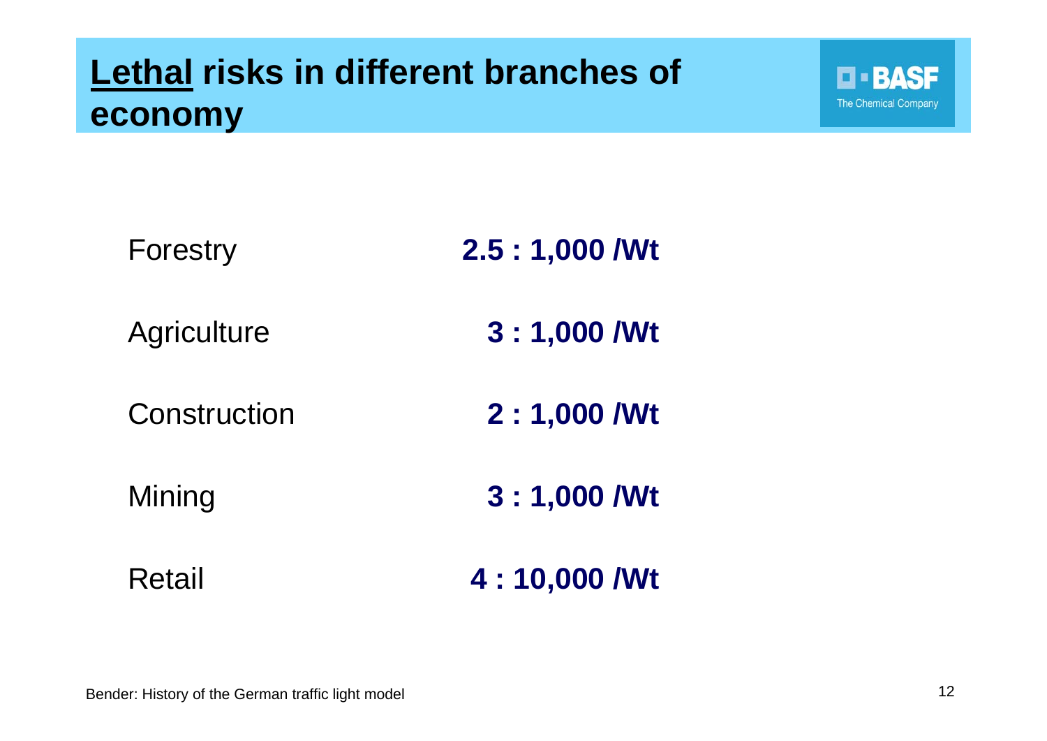# <u>Lethal</u> risks in different branches of economy

| | |
|---|---|
| Forestry | **2.5 : 1,000 /Wt** |
| Agriculture | **3 : 1,000 /Wt** |
| Construction | **2 : 1,000 /Wt** |
| Mining | **3 : 1,000 /Wt** |
| Retail | **4 : 10,000 /Wt** |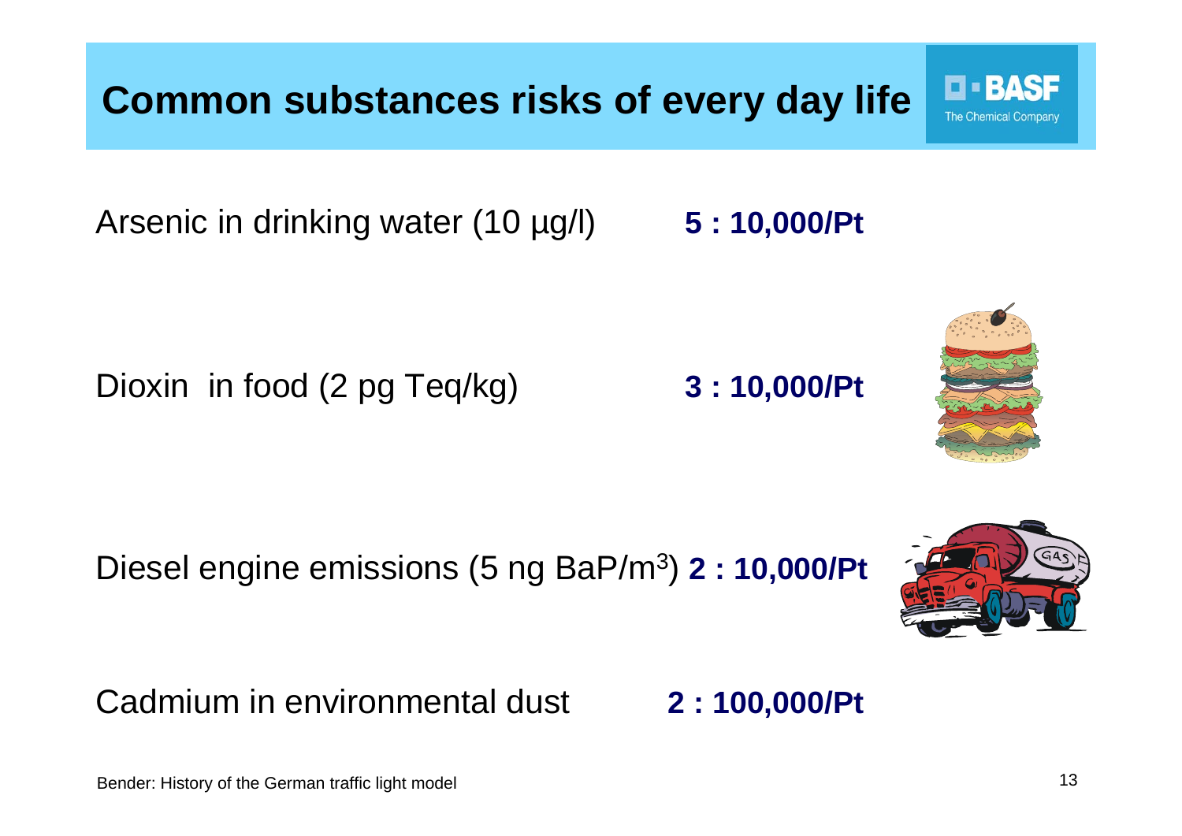# Common substances risks of every day life

BASF The Chemical Company

Arsenic in drinking water (10 µg/l) **5 : 10,000/Pt**

Dioxin in food (2 pg Teq/kg) **3 : 10,000/Pt**

Diesel engine emissions (5 ng BaP/m$^3$) **2 : 10,000/Pt**

Cadmium in environmental dust **2 : 100,000/Pt**

Bender: History of the German traffic light model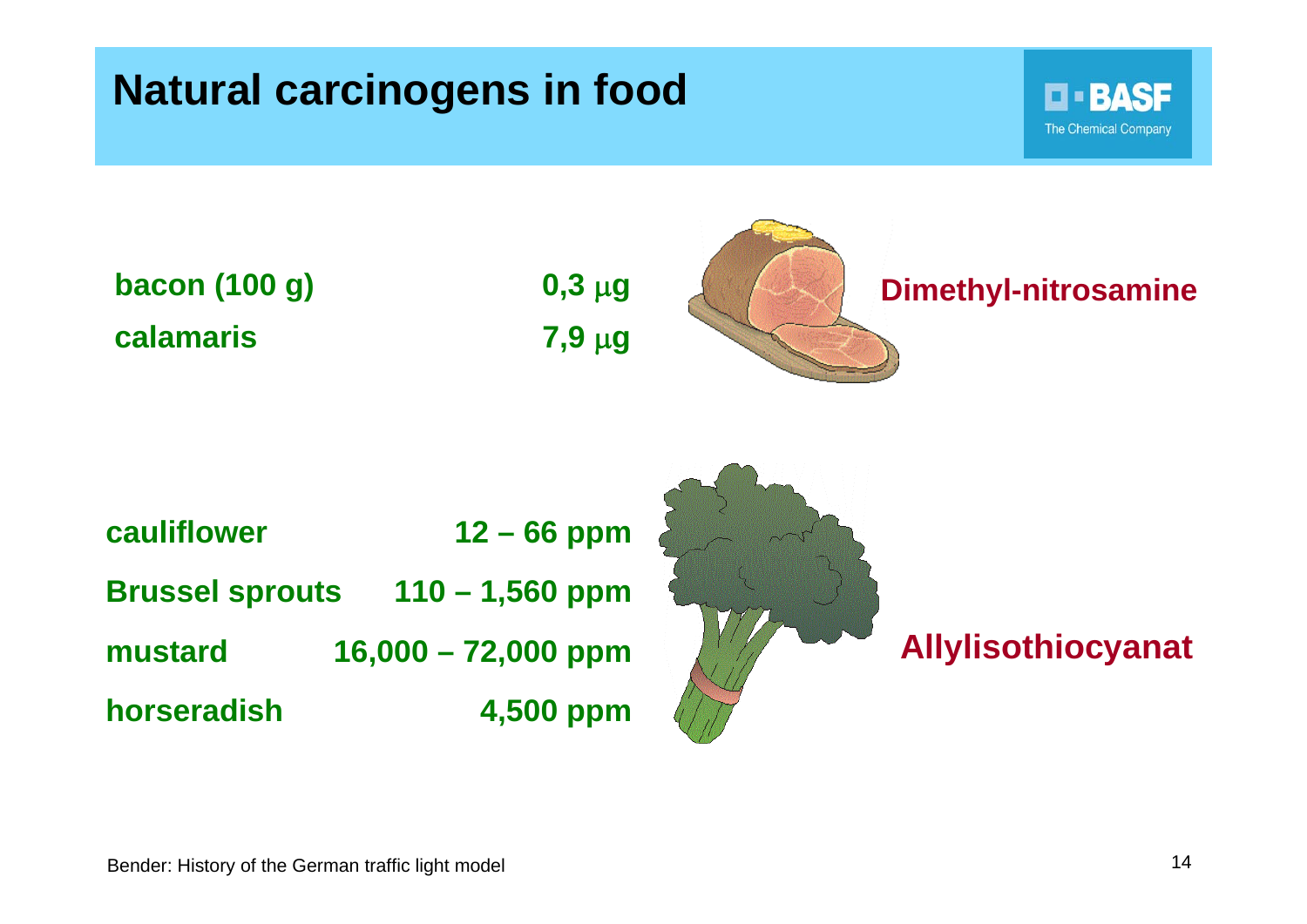# Natural carcinogens in food

**Dimethyl-nitrosamine**

| | |
|---|---|
| **bacon (100 g)** | **0,3 μg** |
| **calamaris** | **7,9 μg** |

**Allylisothiocyanat**

| | |
|---|---|
| **cauliflower** | **12 – 66 ppm** |
| **Brussel sprouts** | **110 – 1,560 ppm** |
| **mustard** | **16,000 – 72,000 ppm** |
| **horseradish** | **4,500 ppm** |

Bender: History of the German traffic light model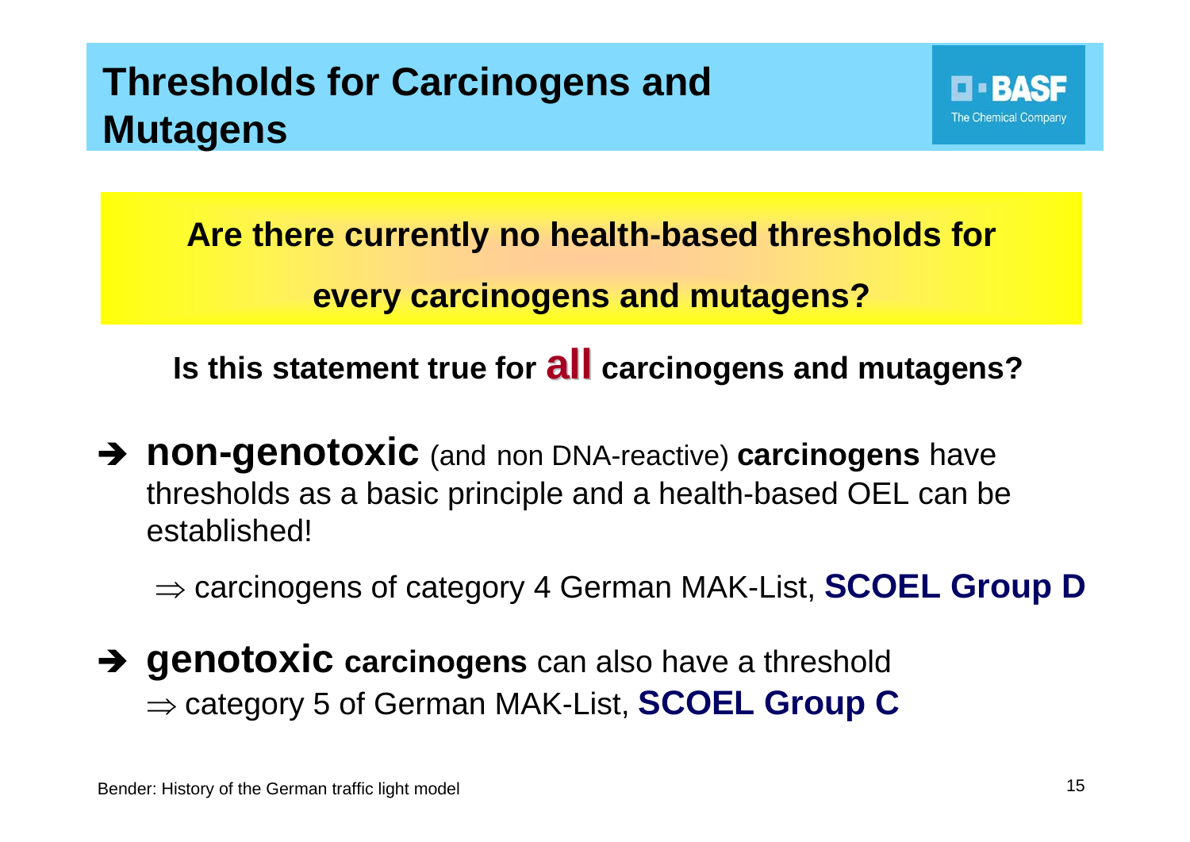# Thresholds for Carcinogens and Mutagens

**Are there currently no health-based thresholds for every carcinogens and mutagens?**

**Is this statement true for all carcinogens and mutagens?**

➔ **non-genotoxic** (and non DNA-reactive) **carcinogens** have thresholds as a basic principle and a health-based OEL can be established!

$\Rightarrow$ carcinogens of category 4 German MAK-List, **SCOEL Group D**

➔ **genotoxic carcinogens** can also have a threshold
$\Rightarrow$ category 5 of German MAK-List, **SCOEL Group C**

Bender: History of the German traffic light model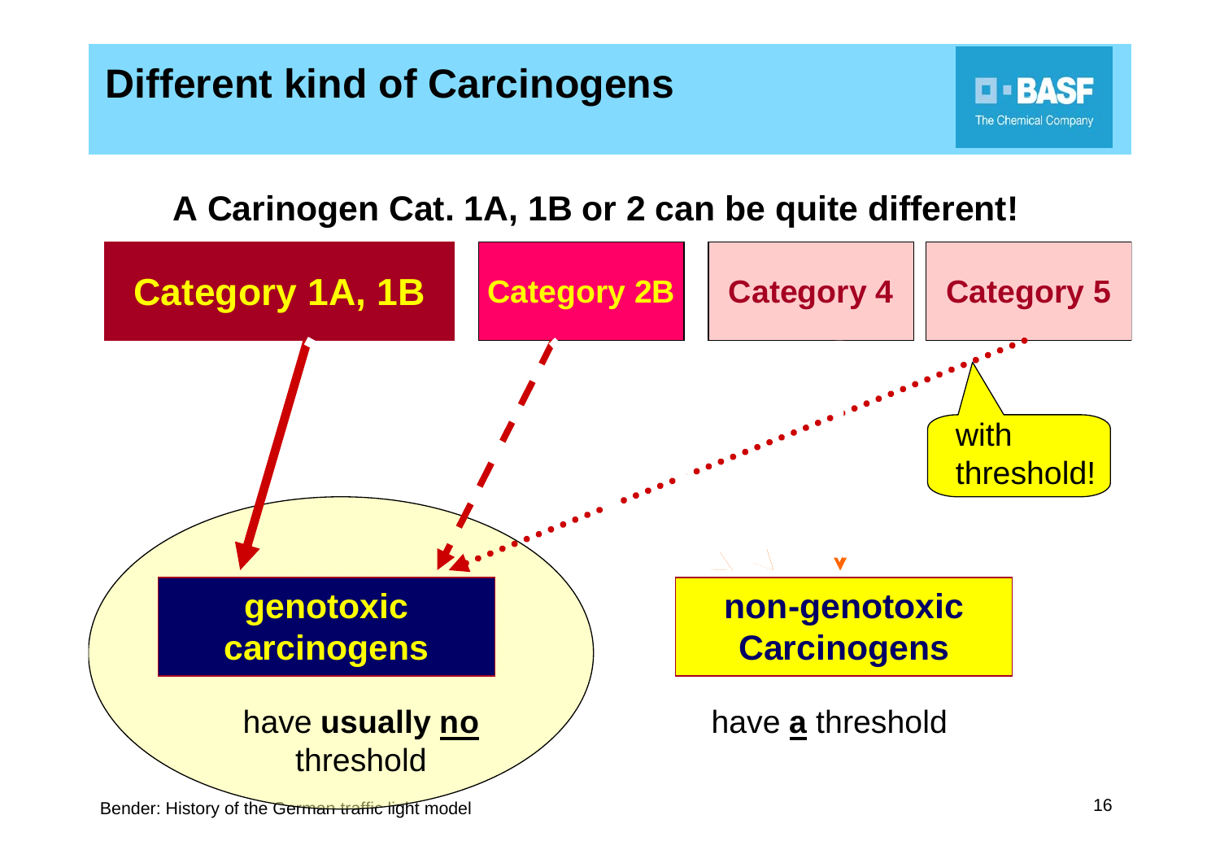# Different kind of Carcinogens

**A Carinogen Cat. 1A, 1B or 2 can be quite different!**

**Category 1A, 1B**

**Category 2B**

**Category 4**

**Category 5**

with threshold!

**genotoxic carcinogens**

have **usually <u>no</u>** threshold

**non-genotoxic Carcinogens**

have **<u>a</u>** threshold

Bender: History of the German traffic light model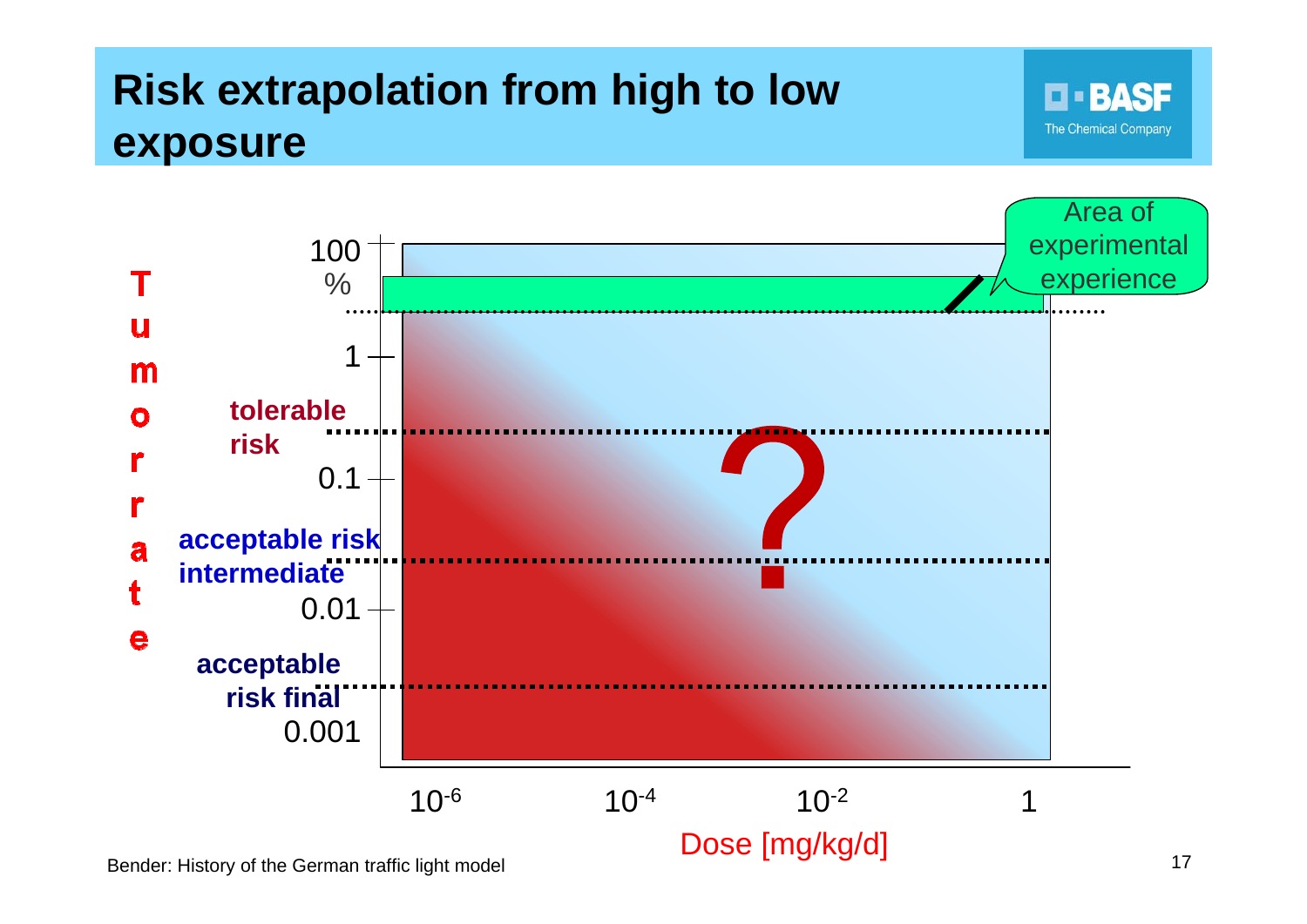# Risk extrapolation from high to low exposure

Area of experimental experience

Tumor rate

100 %

1

tolerable risk

0.1

acceptable risk intermediate

0.01

acceptable risk final

0.001

?

$10^{-6}$ $10^{-4}$ $10^{-2}$ 1

Dose [mg/kg/d]

Bender: History of the German traffic light model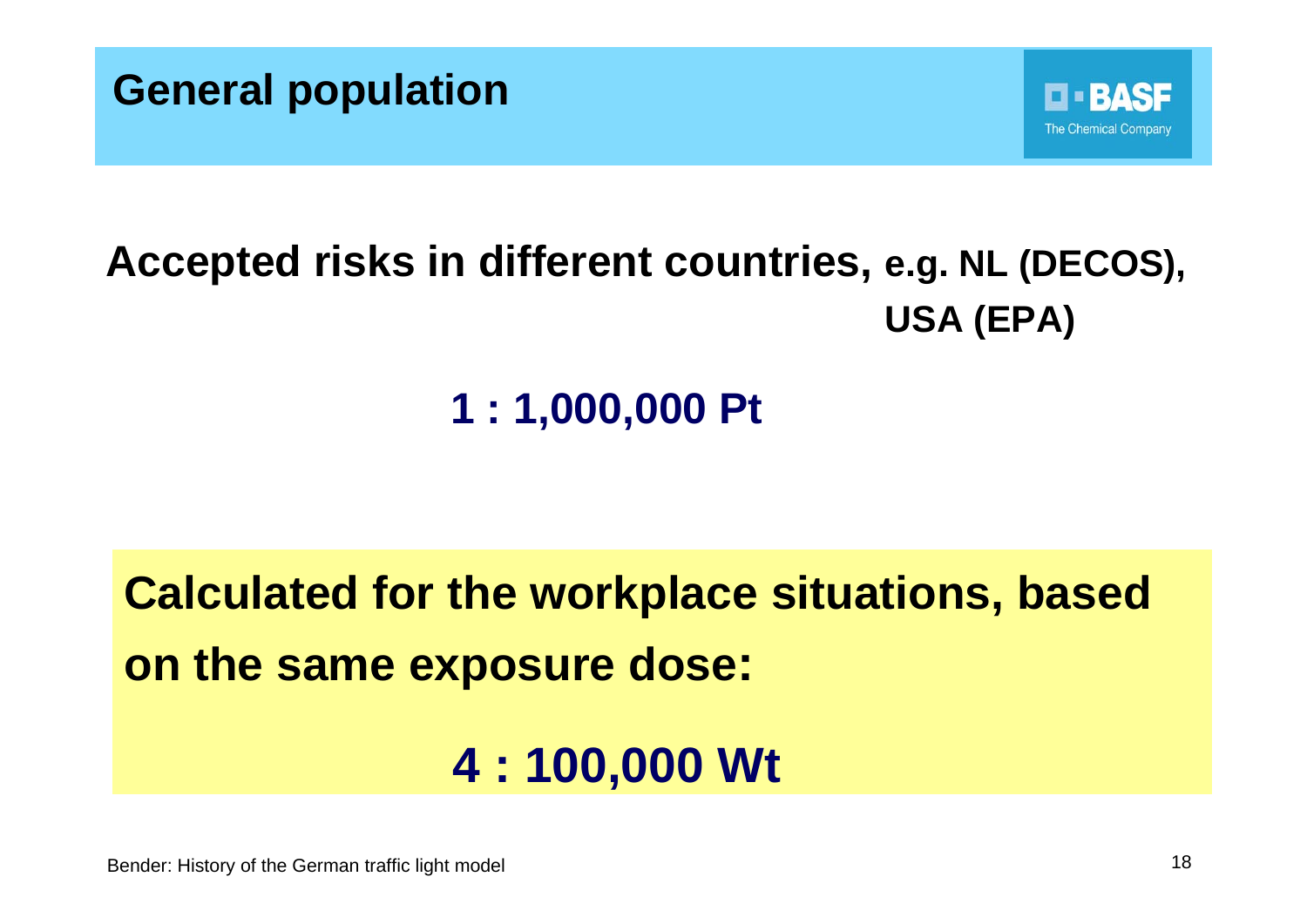# General population

**Accepted risks in different countries, e.g. NL (DECOS), USA (EPA)**

**1 : 1,000,000 Pt**

**Calculated for the workplace situations, based on the same exposure dose:**

**4 : 100,000 Wt**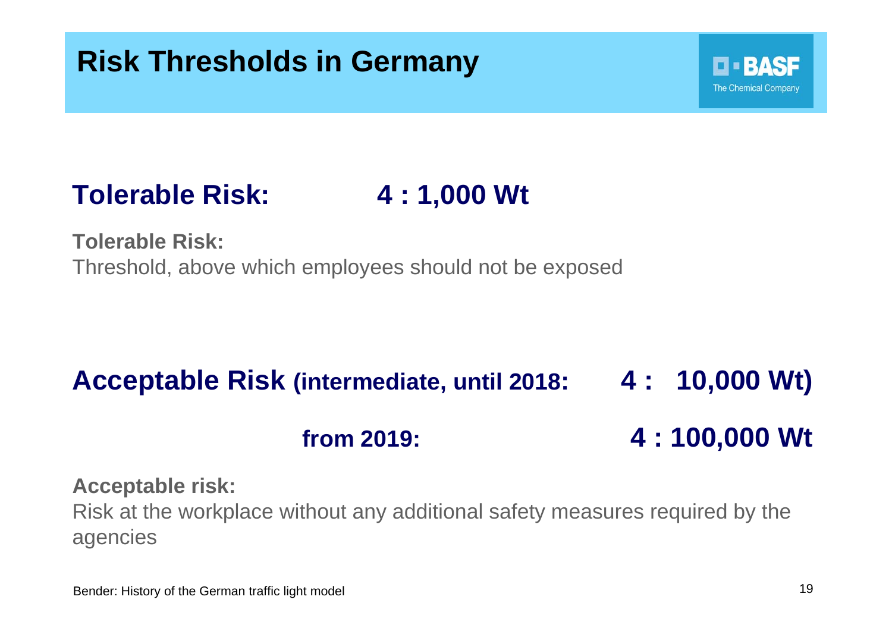# Risk Thresholds in Germany

BASF The Chemical Company

**Tolerable Risk: 4 : 1,000 Wt**

**Tolerable Risk:**
Threshold, above which employees should not be exposed

**Acceptable Risk (intermediate, until 2018: 4 : 10,000 Wt)**

**from 2019: 4 : 100,000 Wt**

**Acceptable risk:**
Risk at the workplace without any additional safety measures required by the agencies

Bender: History of the German traffic light model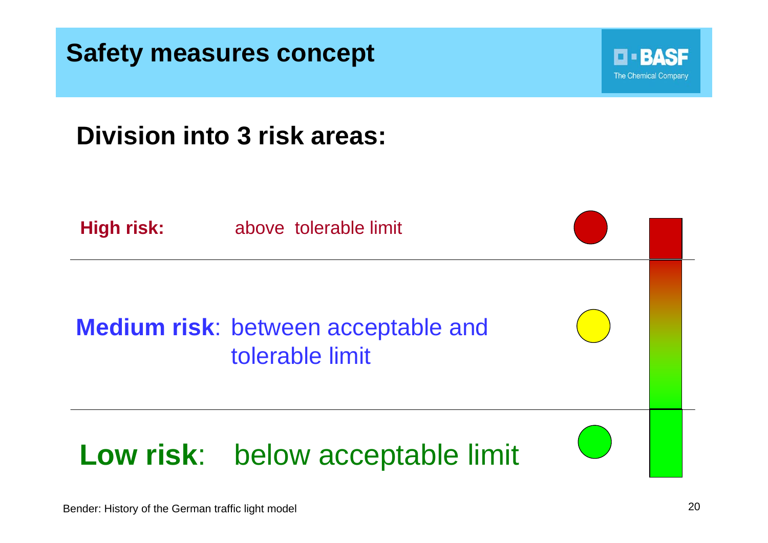# Safety measures concept

## Division into 3 risk areas:

**High risk:** above tolerable limit

**Medium risk**: between acceptable and tolerable limit

**Low risk**: below acceptable limit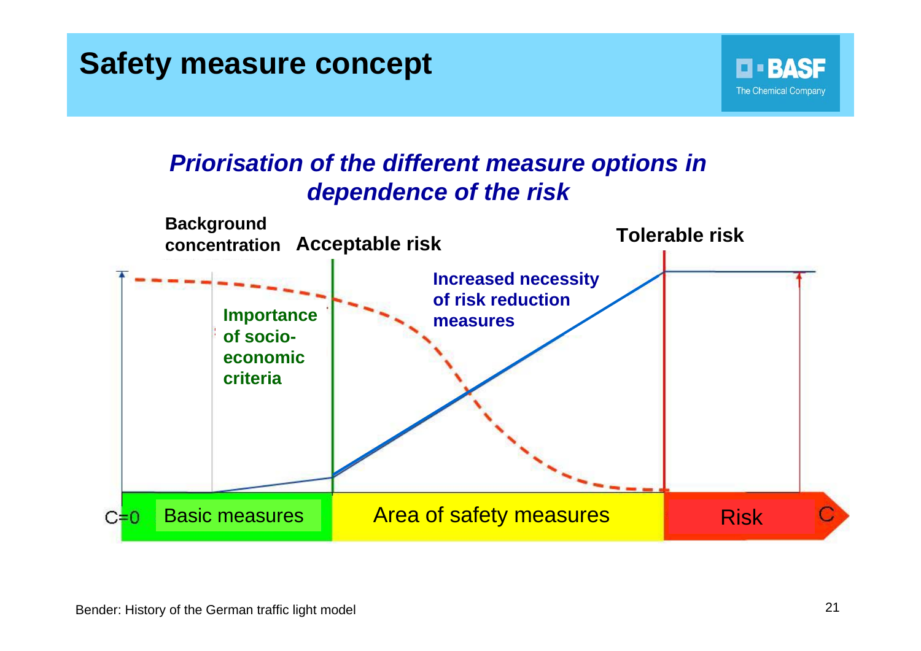# Safety measure concept

***Priorisation of the different measure options in dependence of the risk***

**Background concentration** **Acceptable risk** **Tolerable risk**

**Importance of socio-economic criteria**

**Increased necessity of risk reduction measures**

C=0 Basic measures | Area of safety measures | Risk C

Bender: History of the German traffic light model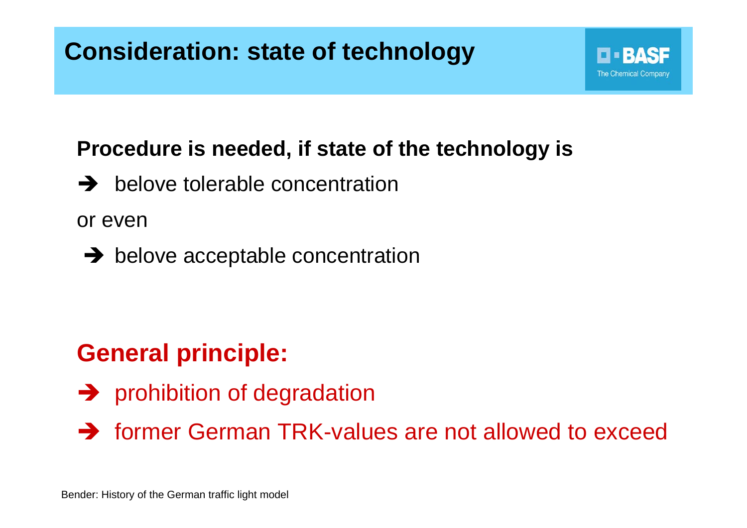# Consideration: state of technology

**Procedure is needed, if state of the technology is**

➔ below tolerable concentration

or even

➔ below acceptable concentration

## General principle:

➔ prohibition of degradation

➔ former German TRK-values are not allowed to exceed

Bender: History of the German traffic light model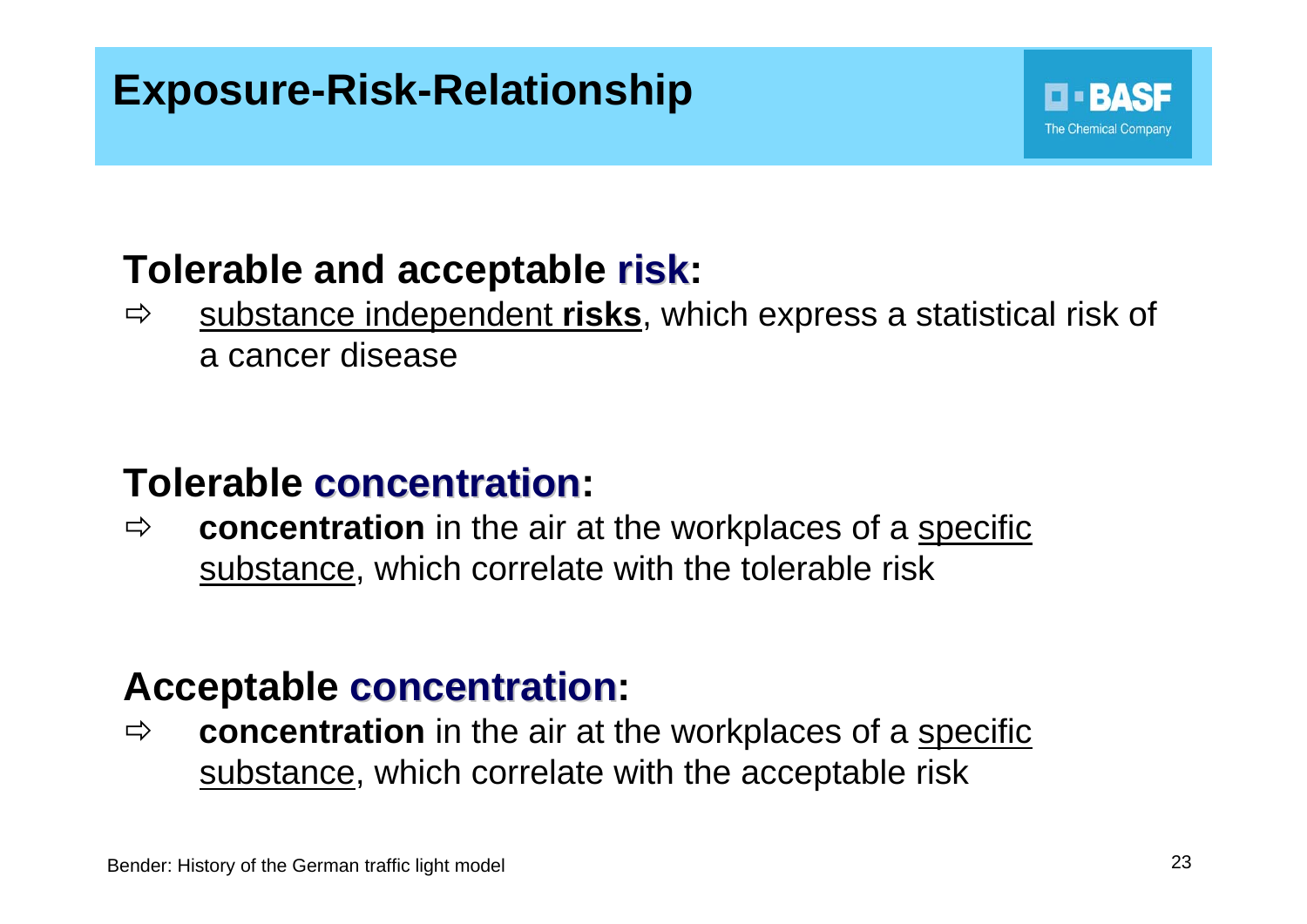# Exposure-Risk-Relationship

## Tolerable and acceptable **risk**:

⇨ substance independent **risks**, which express a statistical risk of a cancer disease

## Tolerable **concentration**:

⇨ **concentration** in the air at the workplaces of a specific substance, which correlate with the tolerable risk

## Acceptable **concentration**:

⇨ **concentration** in the air at the workplaces of a specific substance, which correlate with the acceptable risk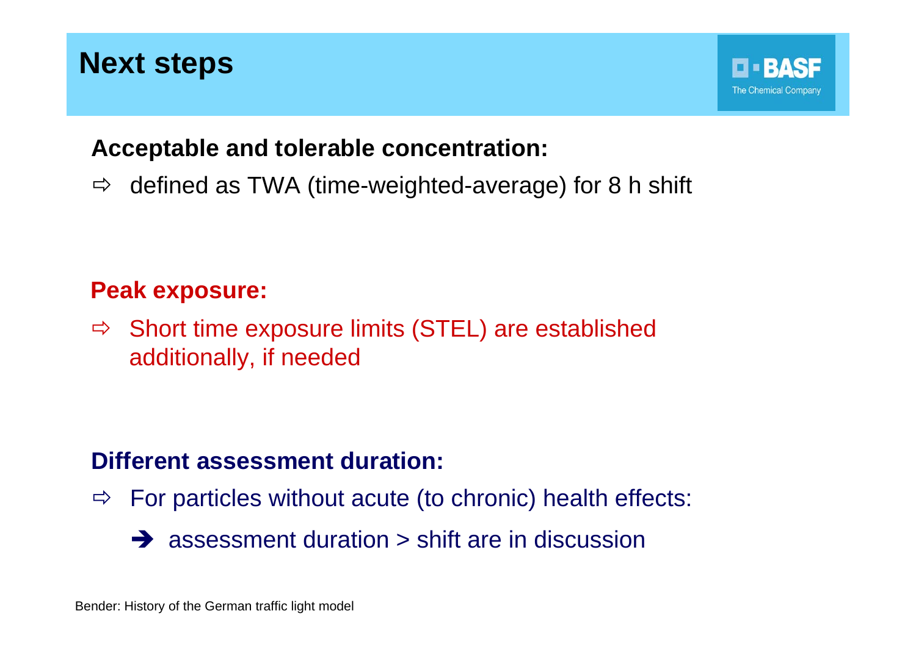# Next steps

**Acceptable and tolerable concentration:**

⇨ defined as TWA (time-weighted-average) for 8 h shift

**Peak exposure:**

⇨ Short time exposure limits (STEL) are established additionally, if needed

**Different assessment duration:**

⇨ For particles without acute (to chronic) health effects:

➔ assessment duration > shift are in discussion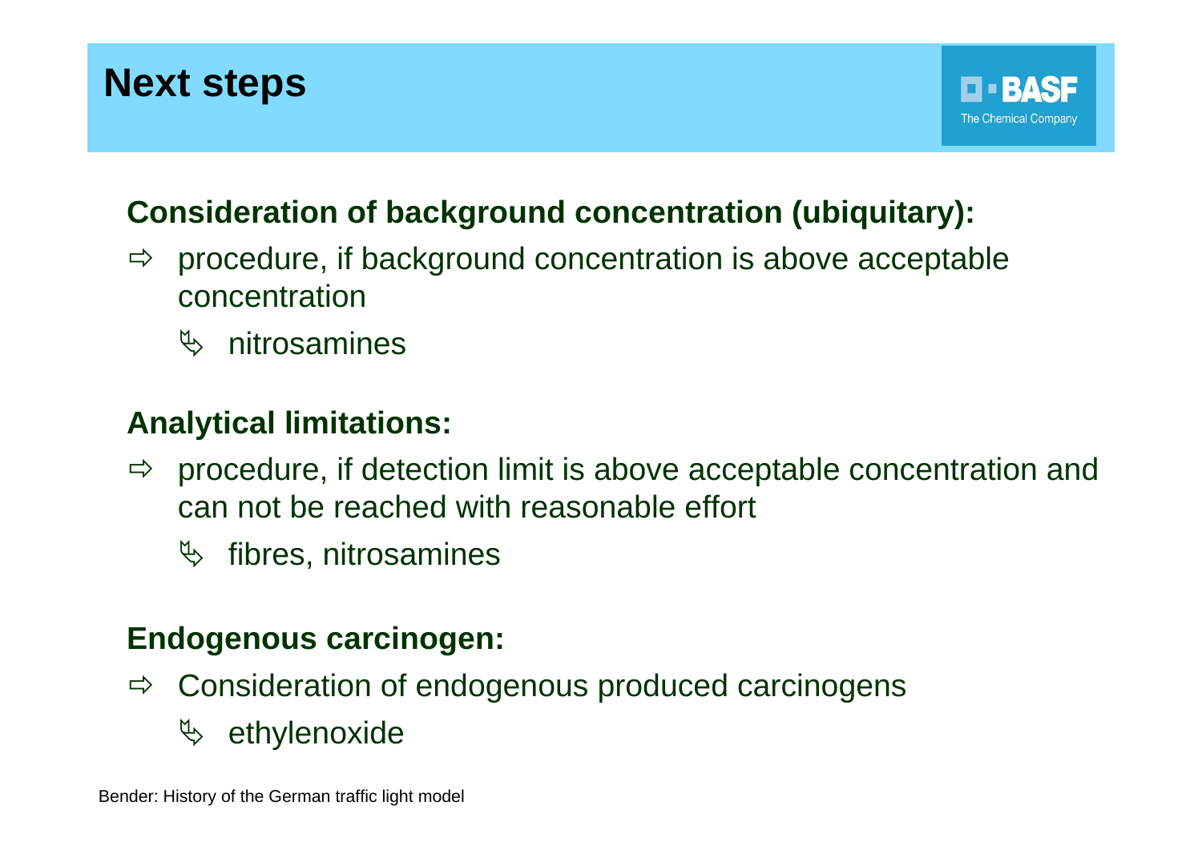# Next steps

**Consideration of background concentration (ubiquitary):**

⇨ procedure, if background concentration is above acceptable concentration

- nitrosamines

**Analytical limitations:**

⇨ procedure, if detection limit is above acceptable concentration and can not be reached with reasonable effort

- fibres, nitrosamines

**Endogenous carcinogen:**

⇨ Consideration of endogenous produced carcinogens

- ethylenoxide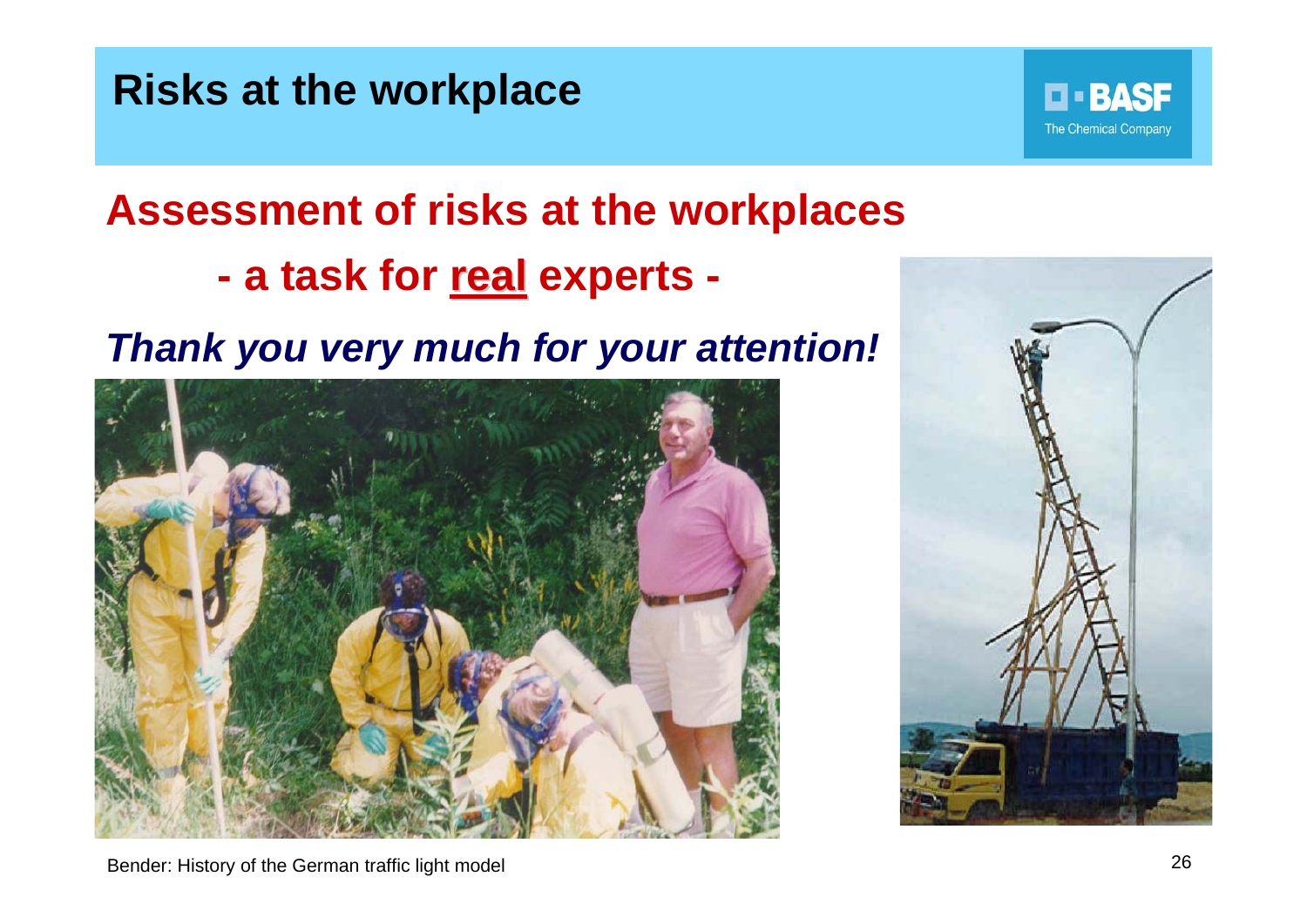# Risks at the workplace

## Assessment of risks at the workplaces

## - a task for real experts -

***Thank you very much for your attention!***